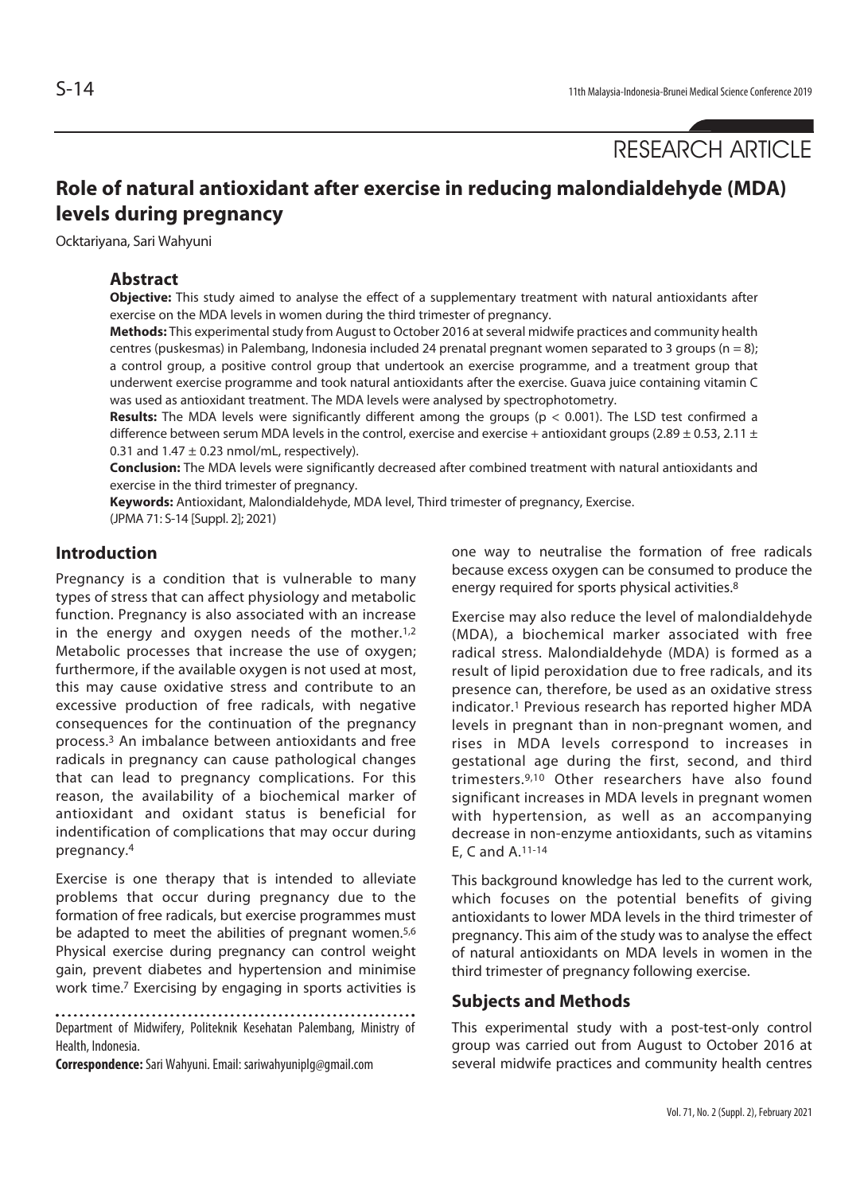RESEARCH ARTICLE

# Role of natural antioxidant after exercise in reducing malondialdehyde (MDA) levels during pregnancy

Ocktariyana, Sari Wahyuni

## Abstract

**Objective:** This study aimed to analyse the effect of a supplementary treatment with natural antioxidants after exercise on the MDA levels in women during the third trimester of pregnancy.

**Methods:** This experimental study from August to October 2016 at several midwife practices and community health centres (puskesmas) in Palembang, Indonesia included 24 prenatal pregnant women separated to 3 groups ($n = 8$); a control group, a positive control group that undertook an exercise programme, and a treatment group that underwent exercise programme and took natural antioxidants after the exercise. Guava juice containing vitamin C was used as antioxidant treatment. The MDA levels were analysed by spectrophotometry.

**Results:** The MDA levels were significantly different among the groups ($p < 0.001$). The LSD test confirmed a difference between serum MDA levels in the control, exercise and exercise + antioxidant groups ($2.89 \pm 0.53$, $2.11 \pm 0.31$ and $1.47 \pm 0.23$ nmol/mL, respectively).

**Conclusion:** The MDA levels were significantly decreased after combined treatment with natural antioxidants and exercise in the third trimester of pregnancy.

**Keywords:** Antioxidant, Malondialdehyde, MDA level, Third trimester of pregnancy, Exercise.

(JPMA 71: S-14 [Suppl. 2]; 2021)

## Introduction

Pregnancy is a condition that is vulnerable to many types of stress that can affect physiology and metabolic function. Pregnancy is also associated with an increase in the energy and oxygen needs of the mother.[1,2] Metabolic processes that increase the use of oxygen; furthermore, if the available oxygen is not used at most, this may cause oxidative stress and contribute to an excessive production of free radicals, with negative consequences for the continuation of the pregnancy process.[3] An imbalance between antioxidants and free radicals in pregnancy can cause pathological changes that can lead to pregnancy complications. For this reason, the availability of a biochemical marker of antioxidant and oxidant status is beneficial for indentification of complications that may occur during pregnancy.[4]

Exercise is one therapy that is intended to alleviate problems that occur during pregnancy due to the formation of free radicals, but exercise programmes must be adapted to meet the abilities of pregnant women.[5,6] Physical exercise during pregnancy can control weight gain, prevent diabetes and hypertension and minimise work time.[7] Exercising by engaging in sports activities is one way to neutralise the formation of free radicals because excess oxygen can be consumed to produce the energy required for sports physical activities.[8]

Exercise may also reduce the level of malondialdehyde (MDA), a biochemical marker associated with free radical stress. Malondialdehyde (MDA) is formed as a result of lipid peroxidation due to free radicals, and its presence can, therefore, be used as an oxidative stress indicator.[1] Previous research has reported higher MDA levels in pregnant than in non-pregnant women, and rises in MDA levels correspond to increases in gestational age during the first, second, and third trimesters.[9,10] Other researchers have also found significant increases in MDA levels in pregnant women with hypertension, as well as an accompanying decrease in non-enzyme antioxidants, such as vitamins E, C and A.[11-14]

This background knowledge has led to the current work, which focuses on the potential benefits of giving antioxidants to lower MDA levels in the third trimester of pregnancy. This aim of the study was to analyse the effect of natural antioxidants on MDA levels in women in the third trimester of pregnancy following exercise.

## Subjects and Methods

This experimental study with a post-test-only control group was carried out from August to October 2016 at several midwife practices and community health centres

Department of Midwifery, Politeknik Kesehatan Palembang, Ministry of Health, Indonesia.

**Correspondence:** Sari Wahyuni. Email: sariwahyuniplg@gmail.com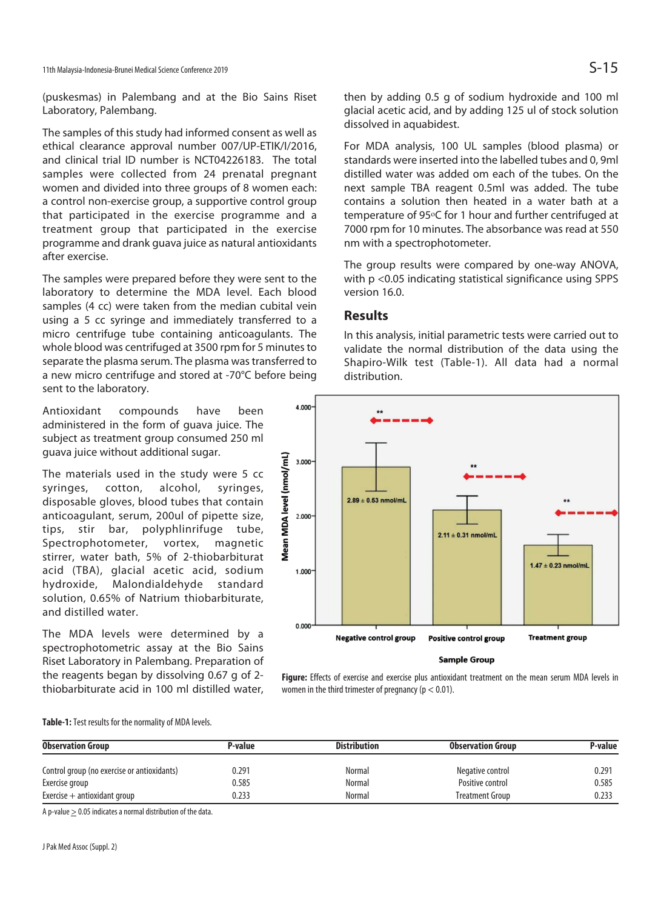(puskesmas) in Palembang and at the Bio Sains Riset Laboratory, Palembang.

The samples of this study had informed consent as well as ethical clearance approval number 007/UP-ETIK/I/2016, and clinical trial ID number is NCT04226183. The total samples were collected from 24 prenatal pregnant women and divided into three groups of 8 women each: a control non-exercise group, a supportive control group that participated in the exercise programme and a treatment group that participated in the exercise programme and drank guava juice as natural antioxidants after exercise.

The samples were prepared before they were sent to the laboratory to determine the MDA level. Each blood samples (4 cc) were taken from the median cubital vein using a 5 cc syringe and immediately transferred to a micro centrifuge tube containing anticoagulants. The whole blood was centrifuged at 3500 rpm for 5 minutes to separate the plasma serum. The plasma was transferred to a new micro centrifuge and stored at -70°C before being sent to the laboratory.

Antioxidant compounds have been administered in the form of guava juice. The subject as treatment group consumed 250 ml guava juice without additional sugar.

The materials used in the study were 5 cc syringes, cotton, alcohol, syringes, disposable gloves, blood tubes that contain anticoagulant, serum, 200ul of pipette size, tips, stir bar, polyphlinrifuge tube, Spectrophotometer, vortex, magnetic stirrer, water bath, 5% of 2-thiobarbiturat acid (TBA), glacial acetic acid, sodium hydroxide, Malondialdehyde standard solution, 0.65% of Natrium thiobarbiturate, and distilled water.

The MDA levels were determined by a spectrophotometric assay at the Bio Sains Riset Laboratory in Palembang. Preparation of the reagents began by dissolving 0.67 g of 2-thiobarbiturate acid in 100 ml distilled water, then by adding 0.5 g of sodium hydroxide and 100 ml glacial acetic acid, and by adding 125 ul of stock solution dissolved in aquabidest.

For MDA analysis, 100 UL samples (blood plasma) or standards were inserted into the labelled tubes and 0, 9ml distilled water was added om each of the tubes. On the next sample TBA reagent 0.5ml was added. The tube contains a solution then heated in a water bath at a temperature of 95°C for 1 hour and further centrifuged at 7000 rpm for 10 minutes. The absorbance was read at 550 nm with a spectrophotometer.

The group results were compared by one-way ANOVA, with $p < 0.05$ indicating statistical significance using SPPS version 16.0.

## Results

In this analysis, initial parametric tests were carried out to validate the normal distribution of the data using the Shapiro-Wilk test (Table-1). All data had a normal distribution.

**Figure:** Effects of exercise and exercise plus antioxidant treatment on the mean serum MDA levels in women in the third trimester of pregnancy ($p < 0.01$).

**Table-1:** Test results for the normality of MDA levels.

| Observation Group | P-value | Distribution | Observation Group | P-value |
|---|---|---|---|---|
| Control group (no exercise or antioxidants) | 0.291 | Normal | Negative control | 0.291 |
| Exercise group | 0.585 | Normal | Positive control | 0.585 |
| Exercise + antioxidant group | 0.233 | Normal | Treatment Group | 0.233 |

A p-value $\geq$ 0.05 indicates a normal distribution of the data.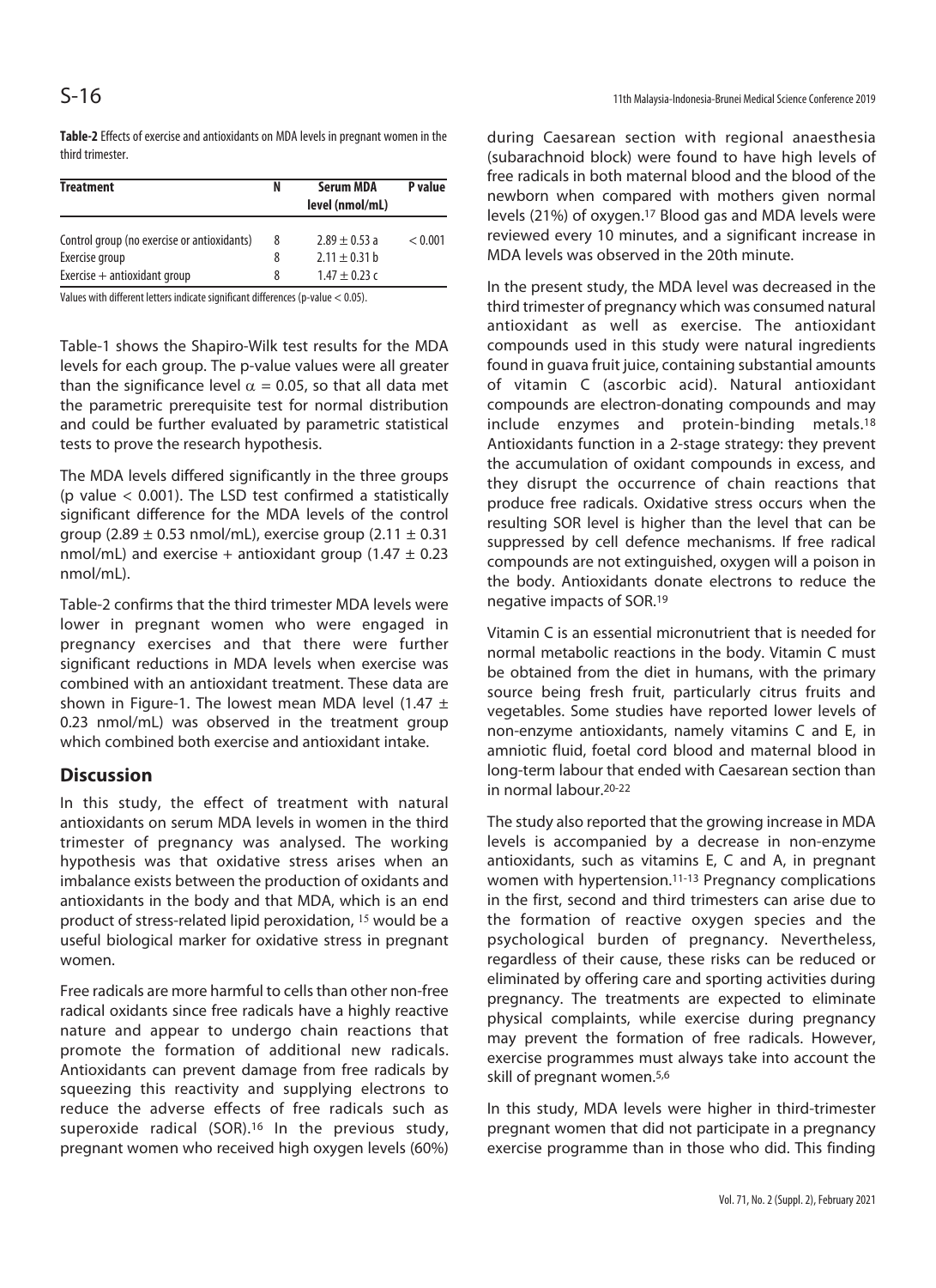**Table-2** Effects of exercise and antioxidants on MDA levels in pregnant women in the third trimester.

| Treatment | N | Serum MDA level (nmol/mL) | P value |
|---|---|---|---|
| Control group (no exercise or antioxidants) | 8 | 2.89 ± 0.53 a | < 0.001 |
| Exercise group | 8 | 2.11 ± 0.31 b | |
| Exercise + antioxidant group | 8 | 1.47 ± 0.23 c | |

Values with different letters indicate significant differences (p-value < 0.05).

Table-1 shows the Shapiro-Wilk test results for the MDA levels for each group. The p-value values were all greater than the significance level $\alpha = 0.05$, so that all data met the parametric prerequisite test for normal distribution and could be further evaluated by parametric statistical tests to prove the research hypothesis.

The MDA levels differed significantly in the three groups (p value < 0.001). The LSD test confirmed a statistically significant difference for the MDA levels of the control group (2.89 ± 0.53 nmol/mL), exercise group (2.11 ± 0.31 nmol/mL) and exercise + antioxidant group (1.47 ± 0.23 nmol/mL).

Table-2 confirms that the third trimester MDA levels were lower in pregnant women who were engaged in pregnancy exercises and that there were further significant reductions in MDA levels when exercise was combined with an antioxidant treatment. These data are shown in Figure-1. The lowest mean MDA level (1.47 ± 0.23 nmol/mL) was observed in the treatment group which combined both exercise and antioxidant intake.

## Discussion

In this study, the effect of treatment with natural antioxidants on serum MDA levels in women in the third trimester of pregnancy was analysed. The working hypothesis was that oxidative stress arises when an imbalance exists between the production of oxidants and antioxidants in the body and that MDA, which is an end product of stress-related lipid peroxidation, [15] would be a useful biological marker for oxidative stress in pregnant women.

Free radicals are more harmful to cells than other non-free radical oxidants since free radicals have a highly reactive nature and appear to undergo chain reactions that promote the formation of additional new radicals. Antioxidants can prevent damage from free radicals by squeezing this reactivity and supplying electrons to reduce the adverse effects of free radicals such as superoxide radical (SOR).[16] In the previous study, pregnant women who received high oxygen levels (60%) during Caesarean section with regional anaesthesia (subarachnoid block) were found to have high levels of free radicals in both maternal blood and the blood of the newborn when compared with mothers given normal levels (21%) of oxygen.[17] Blood gas and MDA levels were reviewed every 10 minutes, and a significant increase in MDA levels was observed in the 20th minute.

In the present study, the MDA level was decreased in the third trimester of pregnancy which was consumed natural antioxidant as well as exercise. The antioxidant compounds used in this study were natural ingredients found in guava fruit juice, containing substantial amounts of vitamin C (ascorbic acid). Natural antioxidant compounds are electron-donating compounds and may include enzymes and protein-binding metals.[18] Antioxidants function in a 2-stage strategy: they prevent the accumulation of oxidant compounds in excess, and they disrupt the occurrence of chain reactions that produce free radicals. Oxidative stress occurs when the resulting SOR level is higher than the level that can be suppressed by cell defence mechanisms. If free radical compounds are not extinguished, oxygen will a poison in the body. Antioxidants donate electrons to reduce the negative impacts of SOR.[19]

Vitamin C is an essential micronutrient that is needed for normal metabolic reactions in the body. Vitamin C must be obtained from the diet in humans, with the primary source being fresh fruit, particularly citrus fruits and vegetables. Some studies have reported lower levels of non-enzyme antioxidants, namely vitamins C and E, in amniotic fluid, foetal cord blood and maternal blood in long-term labour that ended with Caesarean section than in normal labour.[20-22]

The study also reported that the growing increase in MDA levels is accompanied by a decrease in non-enzyme antioxidants, such as vitamins E, C and A, in pregnant women with hypertension.[11-13] Pregnancy complications in the first, second and third trimesters can arise due to the formation of reactive oxygen species and the psychological burden of pregnancy. Nevertheless, regardless of their cause, these risks can be reduced or eliminated by offering care and sporting activities during pregnancy. The treatments are expected to eliminate physical complaints, while exercise during pregnancy may prevent the formation of free radicals. However, exercise programmes must always take into account the skill of pregnant women.[5,6]

In this study, MDA levels were higher in third-trimester pregnant women that did not participate in a pregnancy exercise programme than in those who did. This finding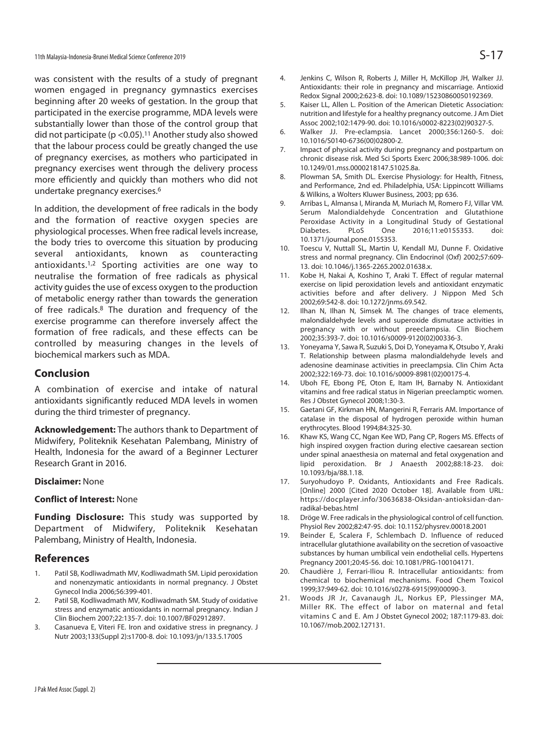was consistent with the results of a study of pregnant women engaged in pregnancy gymnastics exercises beginning after 20 weeks of gestation. In the group that participated in the exercise programme, MDA levels were substantially lower than those of the control group that did not participate ($p < 0.05$).[11] Another study also showed that the labour process could be greatly changed the use of pregnancy exercises, as mothers who participated in pregnancy exercises went through the delivery process more efficiently and quickly than mothers who did not undertake pregnancy exercises.[6]

In addition, the development of free radicals in the body and the formation of reactive oxygen species are physiological processes. When free radical levels increase, the body tries to overcome this situation by producing several antioxidants, known as counteracting antioxidants.[1,2] Sporting activities are one way to neutralise the formation of free radicals as physical activity guides the use of excess oxygen to the production of metabolic energy rather than towards the generation of free radicals.[8] The duration and frequency of the exercise programme can therefore inversely affect the formation of free radicals, and these effects can be controlled by measuring changes in the levels of biochemical markers such as MDA.

## Conclusion

A combination of exercise and intake of natural antioxidants significantly reduced MDA levels in women during the third trimester of pregnancy.

**Acknowledgement:** The authors thank to Department of Midwifery, Politeknik Kesehatan Palembang, Ministry of Health, Indonesia for the award of a Beginner Lecturer Research Grant in 2016.

**Disclaimer:** None

**Conflict of Interest:** None

**Funding Disclosure:** This study was supported by Department of Midwifery, Politeknik Kesehatan Palembang, Ministry of Health, Indonesia.

## References

1. Patil SB, Kodliwadmath MV, Kodliwadmath SM. Lipid peroxidation and nonenzymatic antioxidants in normal pregnancy. J Obstet Gynecol India 2006;56:399-401.
2. Patil SB, Kodliwadmath MV, Kodliwadmath SM. Study of oxidative stress and enzymatic antioxidants in normal pregnancy. Indian J Clin Biochem 2007;22:135-7. doi: 10.1007/BF02912897.
3. Casanueva E, Viteri FE. Iron and oxidative stress in pregnancy. J Nutr 2003;133(Suppl 2):s1700-8. doi: 10.1093/jn/133.5.1700S
4. Jenkins C, Wilson R, Roberts J, Miller H, McKillop JH, Walker JJ. Antioxidants: their role in pregnancy and miscarriage. Antioxid Redox Signal 2000;2:623-8. doi: 10.1089/15230860050192369.
5. Kaiser LL, Allen L. Position of the American Dietetic Association: nutrition and lifestyle for a healthy pregnancy outcome. J Am Diet Assoc 2002;102:1479-90. doi: 10.1016/s0002-8223(02)90327-5.
6. Walker JJ. Pre-eclampsia. Lancet 2000;356:1260-5. doi: 10.1016/S0140-6736(00)02800-2.
7. Impact of physical activity during pregnancy and postpartum on chronic disease risk. Med Sci Sports Exerc 2006;38:989-1006. doi: 10.1249/01.mss.0000218147.51025.8a.
8. Plowman SA, Smith DL. Exercise Physiology: for Health, Fitness, and Performance, 2nd ed. Philadelphia, USA: Lippincott Williams & Wilkins, a Wolters Kluwer Business, 2003; pp 636.
9. Arribas L, Almansa I, Miranda M, Muriach M, Romero FJ, Villar VM. Serum Malondialdehyde Concentration and Glutathione Peroxidase Activity in a Longitudinal Study of Gestational Diabetes. PLoS One 2016;11:e0155353. doi: 10.1371/journal.pone.0155353.
10. Toescu V, Nuttall SL, Martin U, Kendall MJ, Dunne F. Oxidative stress and normal pregnancy. Clin Endocrinol (Oxf) 2002;57:609-13. doi: 10.1046/j.1365-2265.2002.01638.x.
11. Kobe H, Nakai A, Koshino T, Araki T. Effect of regular maternal exercise on lipid peroxidation levels and antioxidant enzymatic activities before and after delivery. J Nippon Med Sch 2002;69:542-8. doi: 10.1272/jnms.69.542.
12. Ilhan N, Ilhan N, Simsek M. The changes of trace elements, malondialdehyde levels and superoxide dismutase activities in pregnancy with or without preeclampsia. Clin Biochem 2002;35:393-7. doi: 10.1016/s0009-9120(02)00336-3.
13. Yoneyama Y, Sawa R, Suzuki S, Doi D, Yoneyama K, Otsubo Y, Araki T. Relationship between plasma malondialdehyde levels and adenosine deaminase activities in preeclampsia. Clin Chim Acta 2002;322:169-73. doi: 10.1016/s0009-8981(02)00175-4.
14. Uboh FE, Ebong PE, Oton E, Itam IH, Barnaby N. Antioxidant vitamins and free radical status in Nigerian preeclamptic women. Res J Obstet Gynecol 2008;1:30-3.
15. Gaetani GF, Kirkman HN, Mangerini R, Ferraris AM. Importance of catalase in the disposal of hydrogen peroxide within human erythrocytes. Blood 1994;84:325-30.
16. Khaw KS, Wang CC, Ngan Kee WD, Pang CP, Rogers MS. Effects of high inspired oxygen fraction during elective caesarean section under spinal anaesthesia on maternal and fetal oxygenation and lipid peroxidation. Br J Anaesth 2002;88:18-23. doi: 10.1093/bja/88.1.18.
17. Suryohudoyo P. Oxidants, Antioxidants and Free Radicals. [Online] 2000 [Cited 2020 October 18]. Available from URL: https://docplayer.info/30636838-Oksidan-antioksidan-dan-radikal-bebas.html
18. Dröge W. Free radicals in the physiological control of cell function. Physiol Rev 2002;82:47-95. doi: 10.1152/physrev.00018.2001
19. Beinder E, Scalera F, Schlembach D. Influence of reduced intracellular glutathione availability on the secretion of vasoactive substances by human umbilical vein endothelial cells. Hypertens Pregnancy 2001;20:45-56. doi: 10.1081/PRG-100104171.
20. Chaudière J, Ferrari-Iliou R. Intracellular antioxidants: from chemical to biochemical mechanisms. Food Chem Toxicol 1999;37:949-62. doi: 10.1016/s0278-6915(99)00090-3.
21. Woods JR Jr, Cavanaugh JL, Norkus EP, Plessinger MA, Miller RK. The effect of labor on maternal and fetal vitamins C and E. Am J Obstet Gynecol 2002; 187:1179-83. doi: 10.1067/mob.2002.127131.